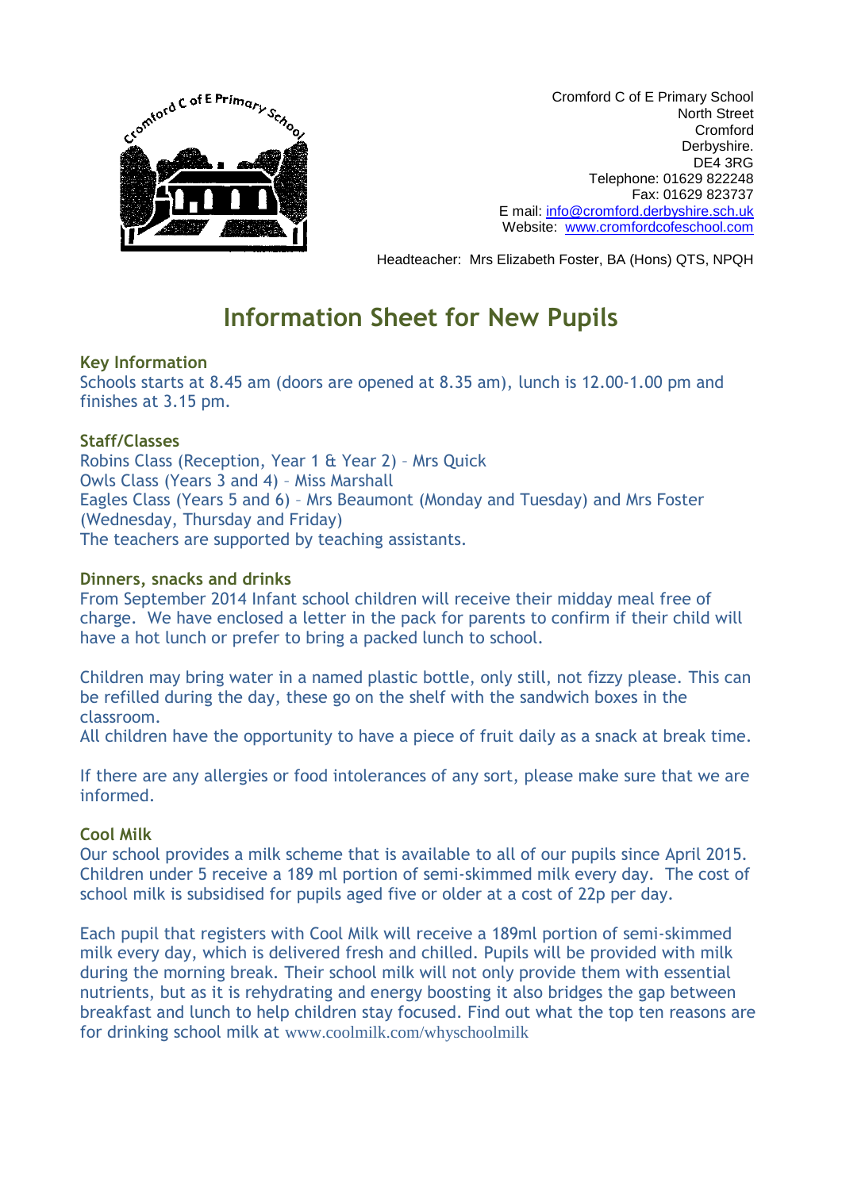Cromford C of E Primary School
North Street
Cromford
Derbyshire.
DE4 3RG
Telephone: 01629 822248
Fax: 01629 823737
E mail: info@cromford.derbyshire.sch.uk
Website: www.cromfordcofeschool.com

Headteacher: Mrs Elizabeth Foster, BA (Hons) QTS, NPQH

# Information Sheet for New Pupils

### Key Information

Schools starts at 8.45 am (doors are opened at 8.35 am), lunch is 12.00-1.00 pm and finishes at 3.15 pm.

### Staff/Classes

Robins Class (Reception, Year 1 & Year 2) – Mrs Quick
Owls Class (Years 3 and 4) – Miss Marshall
Eagles Class (Years 5 and 6) – Mrs Beaumont (Monday and Tuesday) and Mrs Foster (Wednesday, Thursday and Friday)
The teachers are supported by teaching assistants.

### Dinners, snacks and drinks

From September 2014 Infant school children will receive their midday meal free of charge. We have enclosed a letter in the pack for parents to confirm if their child will have a hot lunch or prefer to bring a packed lunch to school.

Children may bring water in a named plastic bottle, only still, not fizzy please. This can be refilled during the day, these go on the shelf with the sandwich boxes in the classroom.
All children have the opportunity to have a piece of fruit daily as a snack at break time.

If there are any allergies or food intolerances of any sort, please make sure that we are informed.

### Cool Milk

Our school provides a milk scheme that is available to all of our pupils since April 2015. Children under 5 receive a 189 ml portion of semi-skimmed milk every day. The cost of school milk is subsidised for pupils aged five or older at a cost of 22p per day.

Each pupil that registers with Cool Milk will receive a 189ml portion of semi-skimmed milk every day, which is delivered fresh and chilled. Pupils will be provided with milk during the morning break. Their school milk will not only provide them with essential nutrients, but as it is rehydrating and energy boosting it also bridges the gap between breakfast and lunch to help children stay focused. Find out what the top ten reasons are for drinking school milk at www.coolmilk.com/whyschoolmilk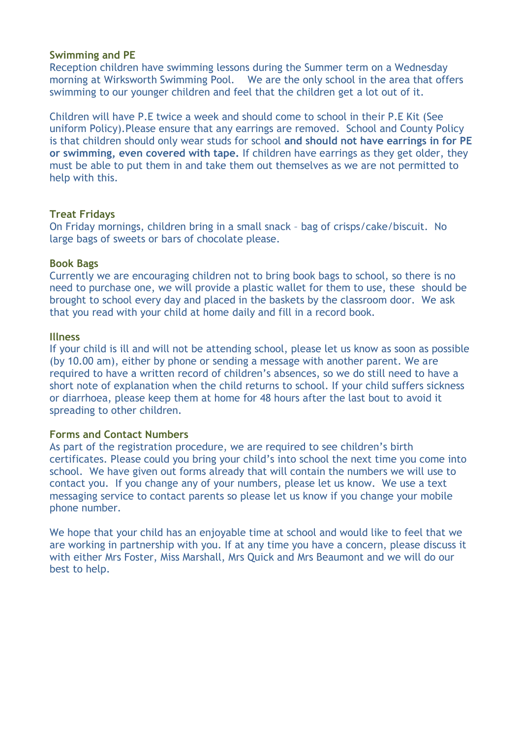### Swimming and PE

Reception children have swimming lessons during the Summer term on a Wednesday morning at Wirksworth Swimming Pool. We are the only school in the area that offers swimming to our younger children and feel that the children get a lot out of it.

Children will have P.E twice a week and should come to school in their P.E Kit (See uniform Policy).Please ensure that any earrings are removed. School and County Policy is that children should only wear studs for school **and should not have earrings in for PE or swimming, even covered with tape.** If children have earrings as they get older, they must be able to put them in and take them out themselves as we are not permitted to help with this.

### Treat Fridays

On Friday mornings, children bring in a small snack – bag of crisps/cake/biscuit. No large bags of sweets or bars of chocolate please.

### Book Bags

Currently we are encouraging children not to bring book bags to school, so there is no need to purchase one, we will provide a plastic wallet for them to use, these should be brought to school every day and placed in the baskets by the classroom door. We ask that you read with your child at home daily and fill in a record book.

### Illness

If your child is ill and will not be attending school, please let us know as soon as possible (by 10.00 am), either by phone or sending a message with another parent. We are required to have a written record of children's absences, so we do still need to have a short note of explanation when the child returns to school. If your child suffers sickness or diarrhoea, please keep them at home for 48 hours after the last bout to avoid it spreading to other children.

### Forms and Contact Numbers

As part of the registration procedure, we are required to see children's birth certificates. Please could you bring your child's into school the next time you come into school. We have given out forms already that will contain the numbers we will use to contact you. If you change any of your numbers, please let us know. We use a text messaging service to contact parents so please let us know if you change your mobile phone number.

We hope that your child has an enjoyable time at school and would like to feel that we are working in partnership with you. If at any time you have a concern, please discuss it with either Mrs Foster, Miss Marshall, Mrs Quick and Mrs Beaumont and we will do our best to help.